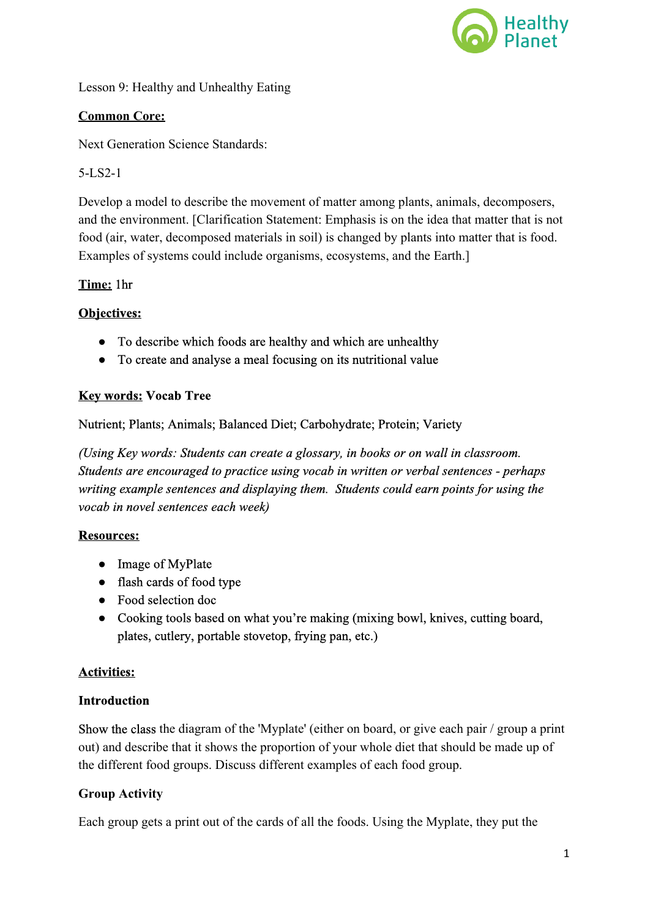Lesson 9: Healthy and Unhealthy Eating

**Common Core:**

Next Generation Science Standards:

5-LS2-1

Develop a model to describe the movement of matter among plants, animals, decomposers, and the environment. [Clarification Statement: Emphasis is on the idea that matter that is not food (air, water, decomposed materials in soil) is changed by plants into matter that is food. Examples of systems could include organisms, ecosystems, and the Earth.]

**Time:** 1hr

**Objectives:**

- To describe which foods are healthy and which are unhealthy
- To create and analyse a meal focusing on its nutritional value

**Key words: Vocab Tree**

Nutrient; Plants; Animals; Balanced Diet; Carbohydrate; Protein; Variety

*(Using Key words: Students can create a glossary, in books or on wall in classroom. Students are encouraged to practice using vocab in written or verbal sentences - perhaps writing example sentences and displaying them. Students could earn points for using the vocab in novel sentences each week)*

**Resources:**

- Image of MyPlate
- flash cards of food type
- Food selection doc
- Cooking tools based on what you're making (mixing bowl, knives, cutting board, plates, cutlery, portable stovetop, frying pan, etc.)

**Activities:**

**Introduction**

Show the class the diagram of the 'Myplate' (either on board, or give each pair / group a print out) and describe that it shows the proportion of your whole diet that should be made up of the different food groups. Discuss different examples of each food group.

**Group Activity**

Each group gets a print out of the cards of all the foods. Using the Myplate, they put the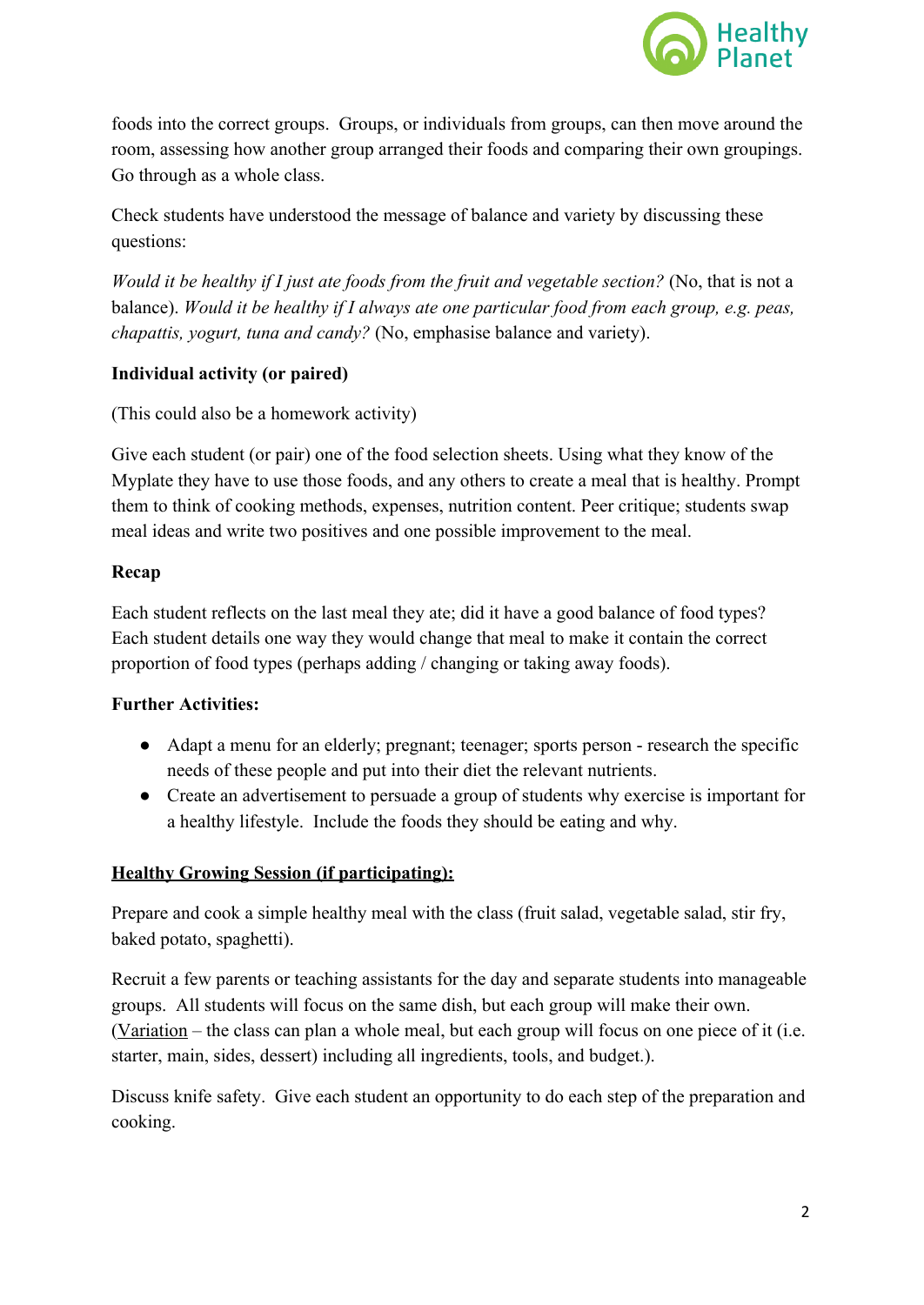foods into the correct groups.  Groups, or individuals from groups, can then move around the room, assessing how another group arranged their foods and comparing their own groupings. Go through as a whole class.

Check students have understood the message of balance and variety by discussing these questions:

*Would it be healthy if I just ate foods from the fruit and vegetable section?* (No, that is not a balance). *Would it be healthy if I always ate one particular food from each group, e.g. peas, chapattis, yogurt, tuna and candy?* (No, emphasise balance and variety).

**Individual activity (or paired)**

(This could also be a homework activity)

Give each student (or pair) one of the food selection sheets. Using what they know of the Myplate they have to use those foods, and any others to create a meal that is healthy. Prompt them to think of cooking methods, expenses, nutrition content. Peer critique; students swap meal ideas and write two positives and one possible improvement to the meal.

**Recap**

Each student reflects on the last meal they ate; did it have a good balance of food types? Each student details one way they would change that meal to make it contain the correct proportion of food types (perhaps adding / changing or taking away foods).

**Further Activities:**

- Adapt a menu for an elderly; pregnant; teenager; sports person - research the specific needs of these people and put into their diet the relevant nutrients.
- Create an advertisement to persuade a group of students why exercise is important for a healthy lifestyle.  Include the foods they should be eating and why.

**Healthy Growing Session (if participating):**

Prepare and cook a simple healthy meal with the class (fruit salad, vegetable salad, stir fry, baked potato, spaghetti).

Recruit a few parents or teaching assistants for the day and separate students into manageable groups.  All students will focus on the same dish, but each group will make their own. (Variation – the class can plan a whole meal, but each group will focus on one piece of it (i.e. starter, main, sides, dessert) including all ingredients, tools, and budget.).

Discuss knife safety.  Give each student an opportunity to do each step of the preparation and cooking.